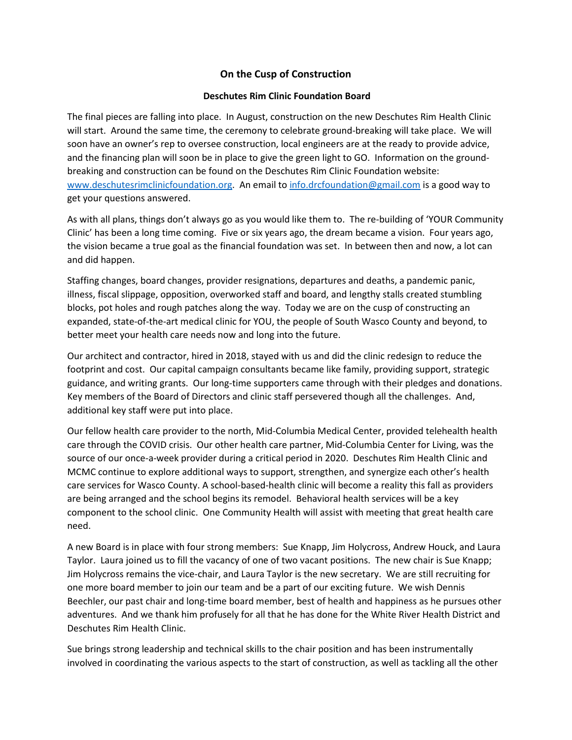# On the Cusp of Construction

## Deschutes Rim Clinic Foundation Board

The final pieces are falling into place. In August, construction on the new Deschutes Rim Health Clinic will start. Around the same time, the ceremony to celebrate ground-breaking will take place. We will soon have an owner's rep to oversee construction, local engineers are at the ready to provide advice, and the financing plan will soon be in place to give the green light to GO. Information on the ground-breaking and construction can be found on the Deschutes Rim Clinic Foundation website: [www.deschutesrimclinicfoundation.org](http://www.deschutesrimclinicfoundation.org). An email to [info.drcfoundation@gmail.com](mailto:info.drcfoundation@gmail.com) is a good way to get your questions answered.

As with all plans, things don't always go as you would like them to. The re-building of 'YOUR Community Clinic' has been a long time coming. Five or six years ago, the dream became a vision. Four years ago, the vision became a true goal as the financial foundation was set. In between then and now, a lot can and did happen.

Staffing changes, board changes, provider resignations, departures and deaths, a pandemic panic, illness, fiscal slippage, opposition, overworked staff and board, and lengthy stalls created stumbling blocks, pot holes and rough patches along the way. Today we are on the cusp of constructing an expanded, state-of-the-art medical clinic for YOU, the people of South Wasco County and beyond, to better meet your health care needs now and long into the future.

Our architect and contractor, hired in 2018, stayed with us and did the clinic redesign to reduce the footprint and cost. Our capital campaign consultants became like family, providing support, strategic guidance, and writing grants. Our long-time supporters came through with their pledges and donations. Key members of the Board of Directors and clinic staff persevered though all the challenges. And, additional key staff were put into place.

Our fellow health care provider to the north, Mid-Columbia Medical Center, provided telehealth health care through the COVID crisis. Our other health care partner, Mid-Columbia Center for Living, was the source of our once-a-week provider during a critical period in 2020. Deschutes Rim Health Clinic and MCMC continue to explore additional ways to support, strengthen, and synergize each other's health care services for Wasco County. A school-based-health clinic will become a reality this fall as providers are being arranged and the school begins its remodel. Behavioral health services will be a key component to the school clinic. One Community Health will assist with meeting that great health care need.

A new Board is in place with four strong members: Sue Knapp, Jim Holycross, Andrew Houck, and Laura Taylor. Laura joined us to fill the vacancy of one of two vacant positions. The new chair is Sue Knapp; Jim Holycross remains the vice-chair, and Laura Taylor is the new secretary. We are still recruiting for one more board member to join our team and be a part of our exciting future. We wish Dennis Beechler, our past chair and long-time board member, best of health and happiness as he pursues other adventures. And we thank him profusely for all that he has done for the White River Health District and Deschutes Rim Health Clinic.

Sue brings strong leadership and technical skills to the chair position and has been instrumentally involved in coordinating the various aspects to the start of construction, as well as tackling all the other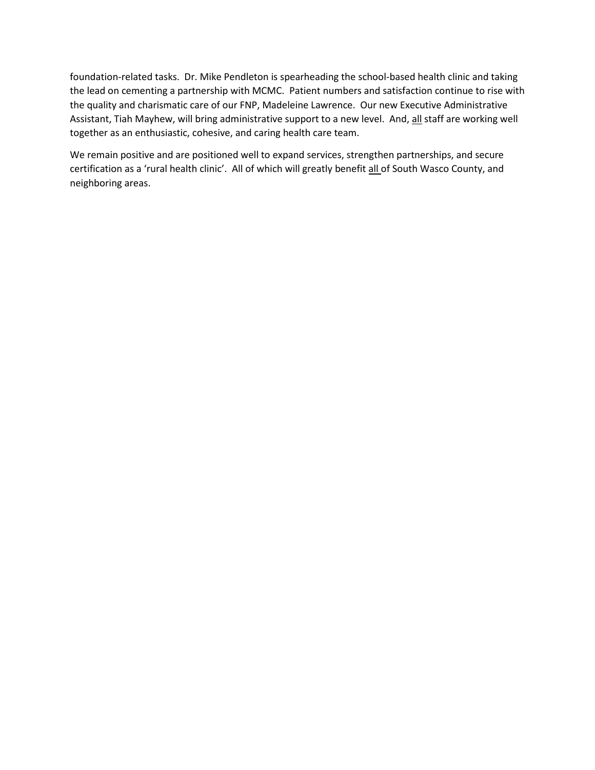foundation-related tasks. Dr. Mike Pendleton is spearheading the school-based health clinic and taking the lead on cementing a partnership with MCMC. Patient numbers and satisfaction continue to rise with the quality and charismatic care of our FNP, Madeleine Lawrence. Our new Executive Administrative Assistant, Tiah Mayhew, will bring administrative support to a new level. And, <u>all</u> staff are working well together as an enthusiastic, cohesive, and caring health care team.

We remain positive and are positioned well to expand services, strengthen partnerships, and secure certification as a 'rural health clinic'. All of which will greatly benefit <u>all</u> of South Wasco County, and neighboring areas.